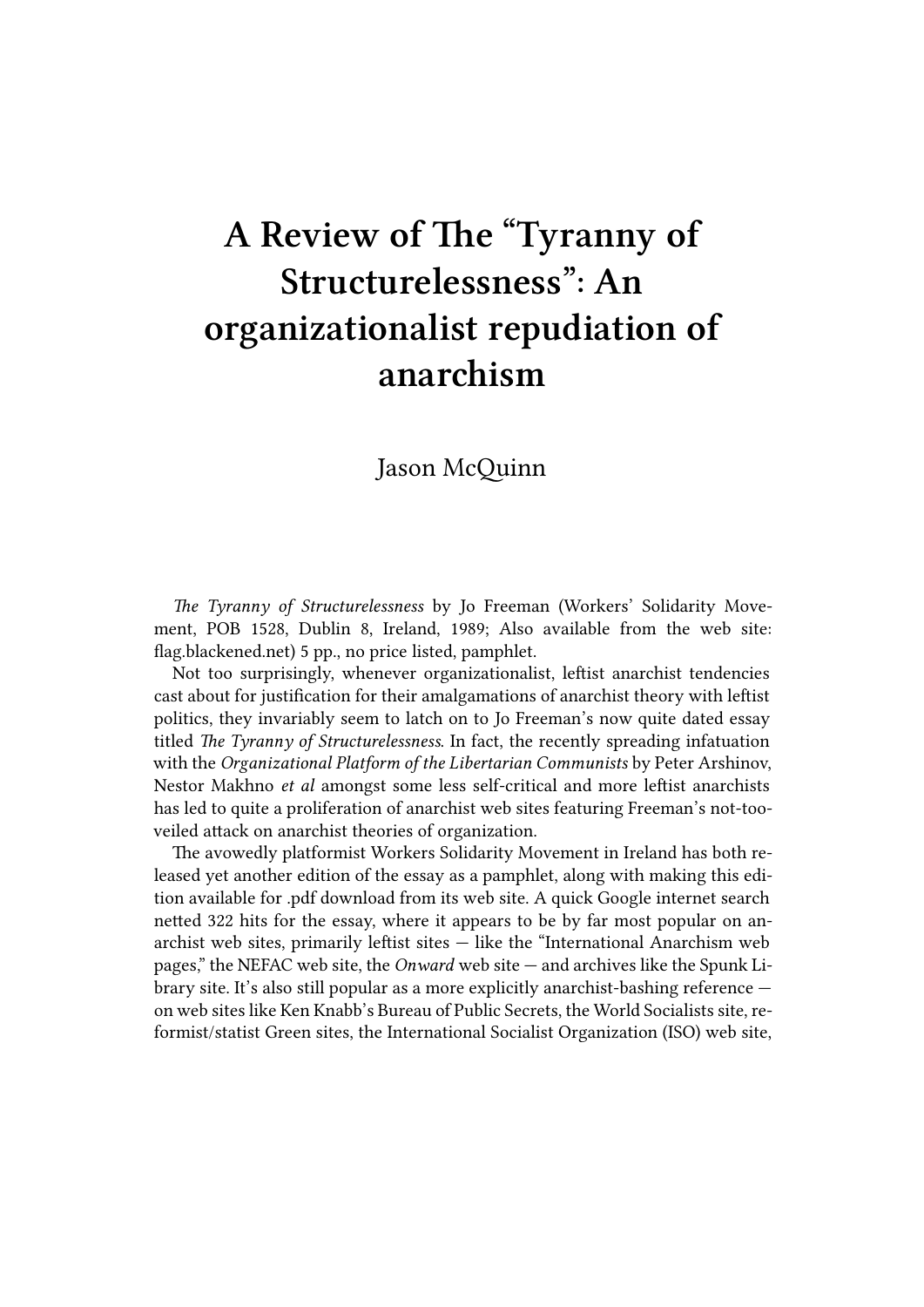# A Review of The "Tyranny of Structurelessness": An organizationalist repudiation of anarchism

Jason McQuinn

*The Tyranny of Structurelessness* by Jo Freeman (Workers' Solidarity Movement, POB 1528, Dublin 8, Ireland, 1989; Also available from the web site: flag.blackened.net) 5 pp., no price listed, pamphlet.

Not too surprisingly, whenever organizationalist, leftist anarchist tendencies cast about for justification for their amalgamations of anarchist theory with leftist politics, they invariably seem to latch on to Jo Freeman's now quite dated essay titled *The Tyranny of Structurelessness*. In fact, the recently spreading infatuation with the *Organizational Platform of the Libertarian Communists* by Peter Arshinov, Nestor Makhno *et al* amongst some less self-critical and more leftist anarchists has led to quite a proliferation of anarchist web sites featuring Freeman's not-too-veiled attack on anarchist theories of organization.

The avowedly platformist Workers Solidarity Movement in Ireland has both released yet another edition of the essay as a pamphlet, along with making this edition available for .pdf download from its web site. A quick Google internet search netted 322 hits for the essay, where it appears to be by far most popular on anarchist web sites, primarily leftist sites — like the "International Anarchism web pages," the NEFAC web site, the *Onward* web site — and archives like the Spunk Library site. It's also still popular as a more explicitly anarchist-bashing reference — on web sites like Ken Knabb's Bureau of Public Secrets, the World Socialists site, reformist/statist Green sites, the International Socialist Organization (ISO) web site,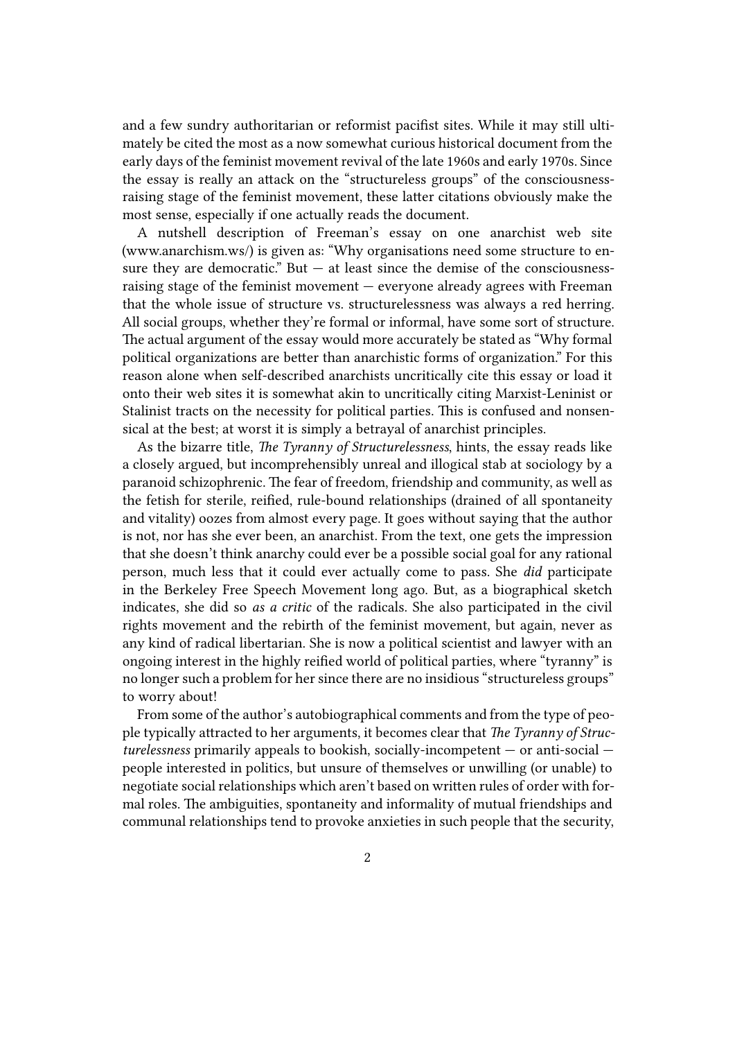and a few sundry authoritarian or reformist pacifist sites. While it may still ultimately be cited the most as a now somewhat curious historical document from the early days of the feminist movement revival of the late 1960s and early 1970s. Since the essay is really an attack on the "structureless groups" of the consciousness-raising stage of the feminist movement, these latter citations obviously make the most sense, especially if one actually reads the document.

A nutshell description of Freeman's essay on one anarchist web site (www.anarchism.ws/) is given as: "Why organisations need some structure to ensure they are democratic." But — at least since the demise of the consciousness-raising stage of the feminist movement — everyone already agrees with Freeman that the whole issue of structure vs. structurelessness was always a red herring. All social groups, whether they're formal or informal, have some sort of structure. The actual argument of the essay would more accurately be stated as "Why formal political organizations are better than anarchistic forms of organization." For this reason alone when self-described anarchists uncritically cite this essay or load it onto their web sites it is somewhat akin to uncritically citing Marxist-Leninist or Stalinist tracts on the necessity for political parties. This is confused and nonsensical at the best; at worst it is simply a betrayal of anarchist principles.

As the bizarre title, *The Tyranny of Structurelessness*, hints, the essay reads like a closely argued, but incomprehensibly unreal and illogical stab at sociology by a paranoid schizophrenic. The fear of freedom, friendship and community, as well as the fetish for sterile, reified, rule-bound relationships (drained of all spontaneity and vitality) oozes from almost every page. It goes without saying that the author is not, nor has she ever been, an anarchist. From the text, one gets the impression that she doesn't think anarchy could ever be a possible social goal for any rational person, much less that it could ever actually come to pass. She *did* participate in the Berkeley Free Speech Movement long ago. But, as a biographical sketch indicates, she did so *as a critic* of the radicals. She also participated in the civil rights movement and the rebirth of the feminist movement, but again, never as any kind of radical libertarian. She is now a political scientist and lawyer with an ongoing interest in the highly reified world of political parties, where "tyranny" is no longer such a problem for her since there are no insidious "structureless groups" to worry about!

From some of the author's autobiographical comments and from the type of people typically attracted to her arguments, it becomes clear that *The Tyranny of Structurelessness* primarily appeals to bookish, socially-incompetent — or anti-social — people interested in politics, but unsure of themselves or unwilling (or unable) to negotiate social relationships which aren't based on written rules of order with formal roles. The ambiguities, spontaneity and informality of mutual friendships and communal relationships tend to provoke anxieties in such people that the security,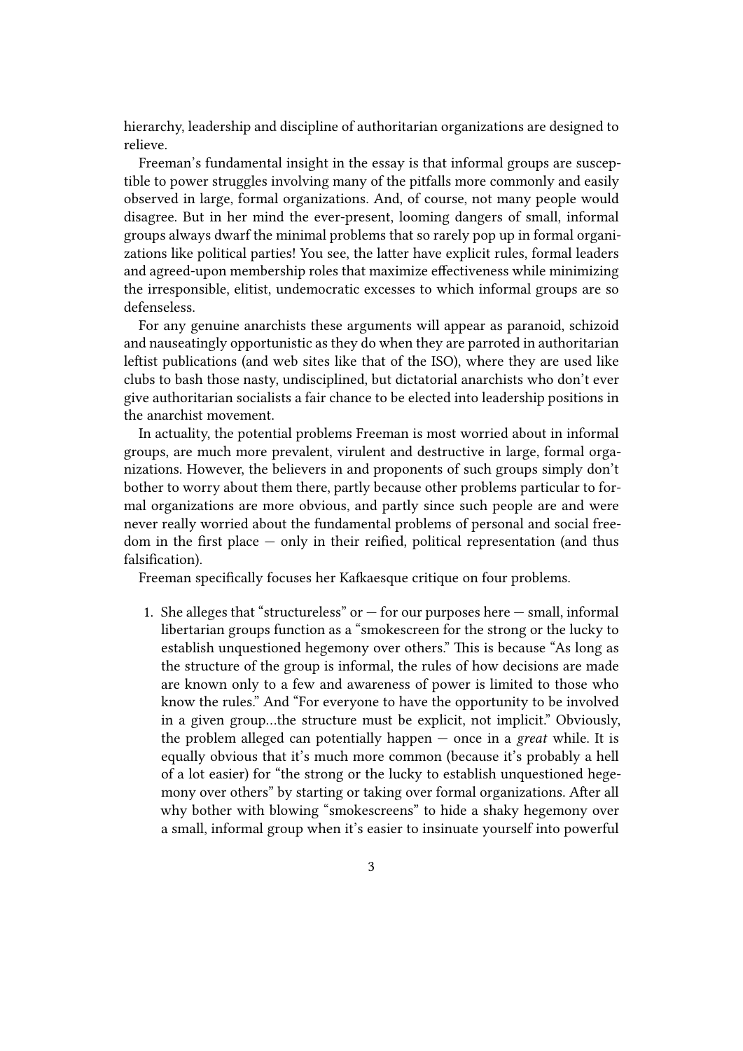hierarchy, leadership and discipline of authoritarian organizations are designed to relieve.

Freeman's fundamental insight in the essay is that informal groups are susceptible to power struggles involving many of the pitfalls more commonly and easily observed in large, formal organizations. And, of course, not many people would disagree. But in her mind the ever-present, looming dangers of small, informal groups always dwarf the minimal problems that so rarely pop up in formal organizations like political parties! You see, the latter have explicit rules, formal leaders and agreed-upon membership roles that maximize effectiveness while minimizing the irresponsible, elitist, undemocratic excesses to which informal groups are so defenseless.

For any genuine anarchists these arguments will appear as paranoid, schizoid and nauseatingly opportunistic as they do when they are parroted in authoritarian leftist publications (and web sites like that of the ISO), where they are used like clubs to bash those nasty, undisciplined, but dictatorial anarchists who don't ever give authoritarian socialists a fair chance to be elected into leadership positions in the anarchist movement.

In actuality, the potential problems Freeman is most worried about in informal groups, are much more prevalent, virulent and destructive in large, formal organizations. However, the believers in and proponents of such groups simply don't bother to worry about them there, partly because other problems particular to formal organizations are more obvious, and partly since such people are and were never really worried about the fundamental problems of personal and social freedom in the first place — only in their reified, political representation (and thus falsification).

Freeman specifically focuses her Kafkaesque critique on four problems.

1. She alleges that "structureless" or — for our purposes here — small, informal libertarian groups function as a "smokescreen for the strong or the lucky to establish unquestioned hegemony over others." This is because "As long as the structure of the group is informal, the rules of how decisions are made are known only to a few and awareness of power is limited to those who know the rules." And "For everyone to have the opportunity to be involved in a given group…the structure must be explicit, not implicit." Obviously, the problem alleged can potentially happen — once in a *great* while. It is equally obvious that it's much more common (because it's probably a hell of a lot easier) for "the strong or the lucky to establish unquestioned hegemony over others" by starting or taking over formal organizations. After all why bother with blowing "smokescreens" to hide a shaky hegemony over a small, informal group when it's easier to insinuate yourself into powerful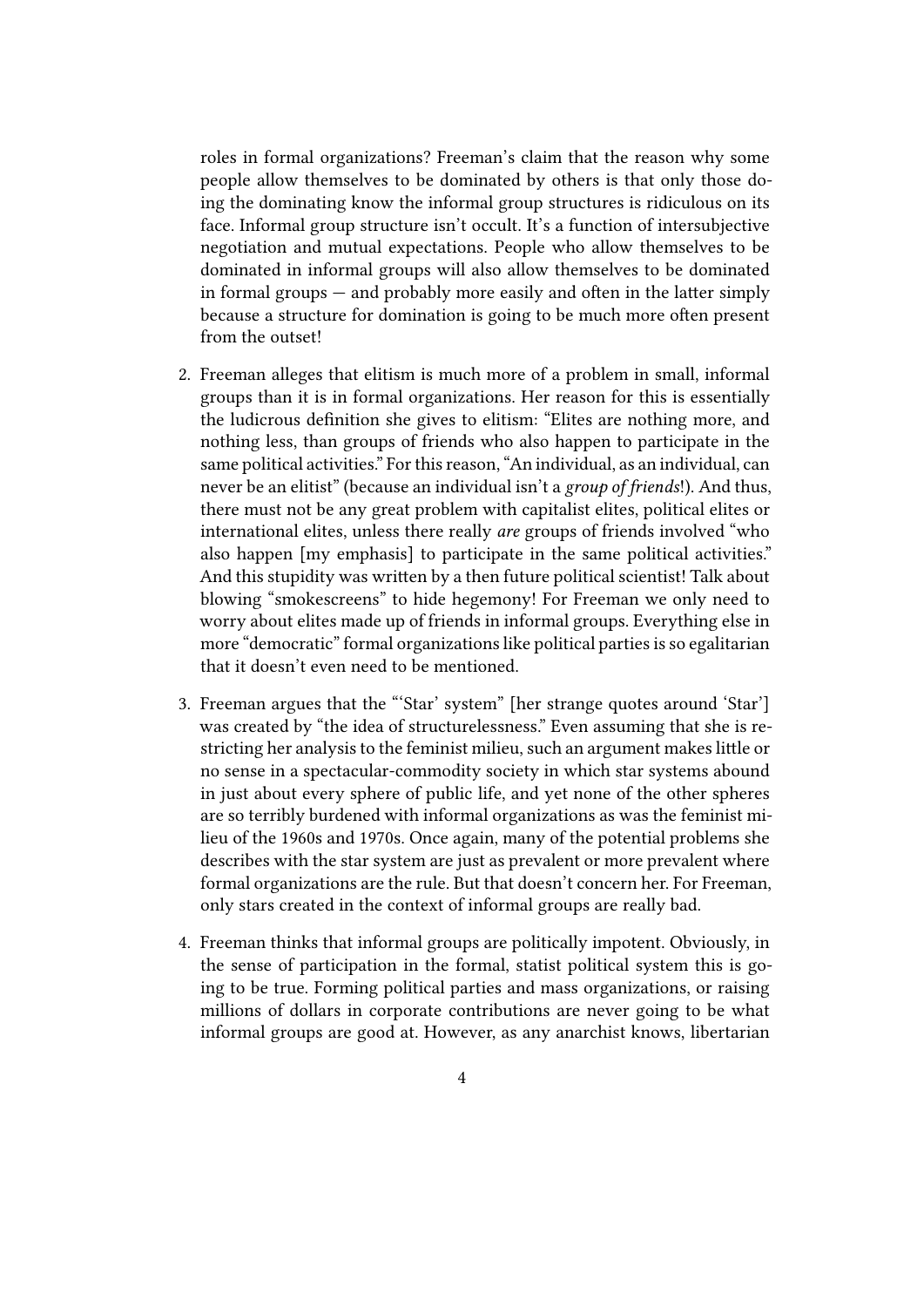roles in formal organizations? Freeman's claim that the reason why some people allow themselves to be dominated by others is that only those doing the dominating know the informal group structures is ridiculous on its face. Informal group structure isn't occult. It's a function of intersubjective negotiation and mutual expectations. People who allow themselves to be dominated in informal groups will also allow themselves to be dominated in formal groups — and probably more easily and often in the latter simply because a structure for domination is going to be much more often present from the outset!

2. Freeman alleges that elitism is much more of a problem in small, informal groups than it is in formal organizations. Her reason for this is essentially the ludicrous definition she gives to elitism: "Elites are nothing more, and nothing less, than groups of friends who also happen to participate in the same political activities." For this reason, "An individual, as an individual, can never be an elitist" (because an individual isn't a *group of friends*!). And thus, there must not be any great problem with capitalist elites, political elites or international elites, unless there really *are* groups of friends involved "who also happen [my emphasis] to participate in the same political activities." And this stupidity was written by a then future political scientist! Talk about blowing "smokescreens" to hide hegemony! For Freeman we only need to worry about elites made up of friends in informal groups. Everything else in more "democratic" formal organizations like political parties is so egalitarian that it doesn't even need to be mentioned.

3. Freeman argues that the "'Star' system" [her strange quotes around 'Star'] was created by "the idea of structurelessness." Even assuming that she is restricting her analysis to the feminist milieu, such an argument makes little or no sense in a spectacular-commodity society in which star systems abound in just about every sphere of public life, and yet none of the other spheres are so terribly burdened with informal organizations as was the feminist milieu of the 1960s and 1970s. Once again, many of the potential problems she describes with the star system are just as prevalent or more prevalent where formal organizations are the rule. But that doesn't concern her. For Freeman, only stars created in the context of informal groups are really bad.

4. Freeman thinks that informal groups are politically impotent. Obviously, in the sense of participation in the formal, statist political system this is going to be true. Forming political parties and mass organizations, or raising millions of dollars in corporate contributions are never going to be what informal groups are good at. However, as any anarchist knows, libertarian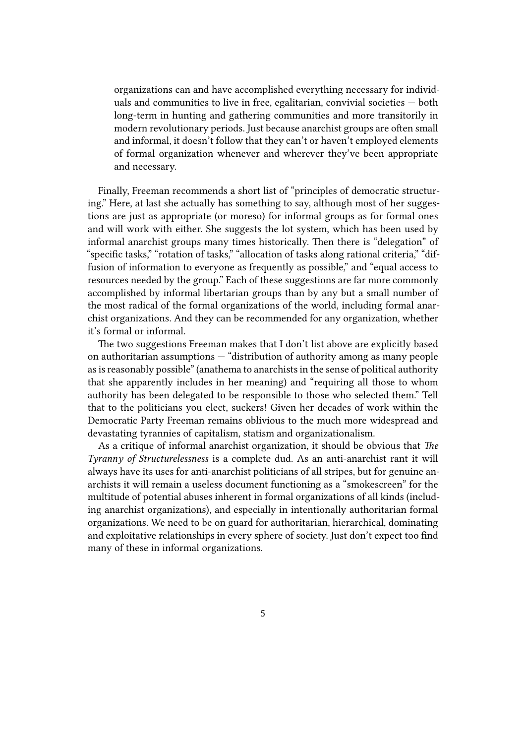organizations can and have accomplished everything necessary for individuals and communities to live in free, egalitarian, convivial societies — both long-term in hunting and gathering communities and more transitorily in modern revolutionary periods. Just because anarchist groups are often small and informal, it doesn't follow that they can't or haven't employed elements of formal organization whenever and wherever they've been appropriate and necessary.

Finally, Freeman recommends a short list of "principles of democratic structuring." Here, at last she actually has something to say, although most of her suggestions are just as appropriate (or moreso) for informal groups as for formal ones and will work with either. She suggests the lot system, which has been used by informal anarchist groups many times historically. Then there is "delegation" of "specific tasks," "rotation of tasks," "allocation of tasks along rational criteria," "diffusion of information to everyone as frequently as possible," and "equal access to resources needed by the group." Each of these suggestions are far more commonly accomplished by informal libertarian groups than by any but a small number of the most radical of the formal organizations of the world, including formal anarchist organizations. And they can be recommended for any organization, whether it's formal or informal.

The two suggestions Freeman makes that I don't list above are explicitly based on authoritarian assumptions — "distribution of authority among as many people as is reasonably possible" (anathema to anarchists in the sense of political authority that she apparently includes in her meaning) and "requiring all those to whom authority has been delegated to be responsible to those who selected them." Tell that to the politicians you elect, suckers! Given her decades of work within the Democratic Party Freeman remains oblivious to the much more widespread and devastating tyrannies of capitalism, statism and organizationalism.

As a critique of informal anarchist organization, it should be obvious that *The Tyranny of Structurelessness* is a complete dud. As an anti-anarchist rant it will always have its uses for anti-anarchist politicians of all stripes, but for genuine anarchists it will remain a useless document functioning as a "smokescreen" for the multitude of potential abuses inherent in formal organizations of all kinds (including anarchist organizations), and especially in intentionally authoritarian formal organizations. We need to be on guard for authoritarian, hierarchical, dominating and exploitative relationships in every sphere of society. Just don't expect too find many of these in informal organizations.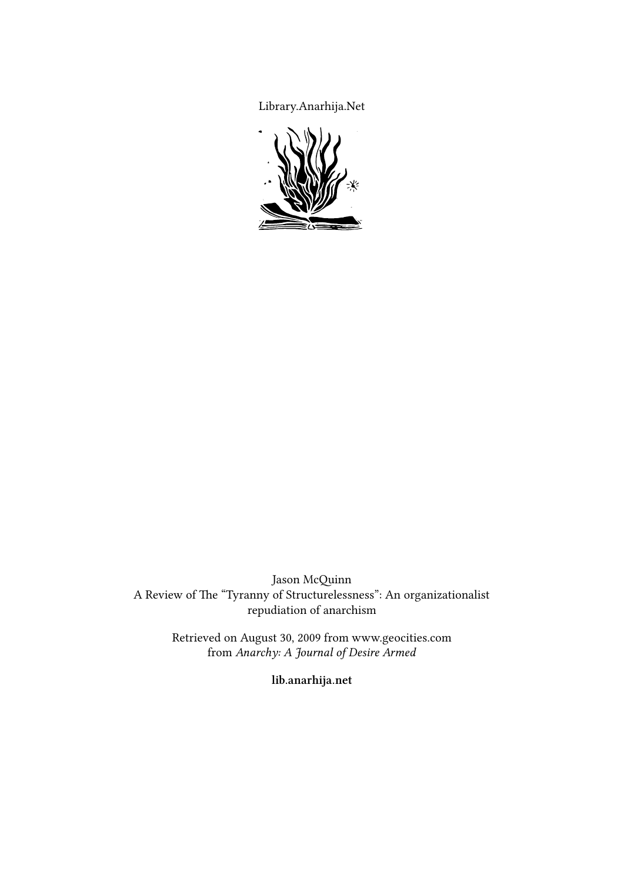Library.Anarhija.Net

Jason McQuinn
A Review of The "Tyranny of Structurelessness": An organizationalist repudiation of anarchism

Retrieved on August 30, 2009 from www.geocities.com
from *Anarchy: A Journal of Desire Armed*

**lib.anarhija.net**